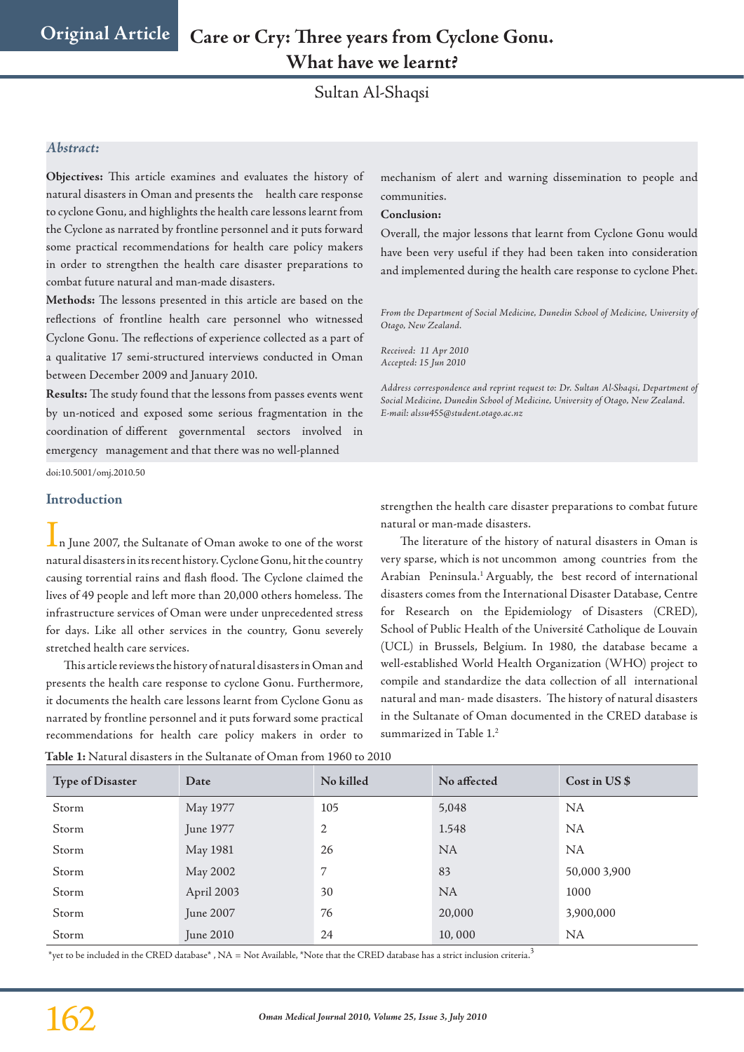Original Article

# Care or Cry: Three years from Cyclone Gonu. What have we learnt?

Sultan Al-Shaqsi

### *Abstract:*

**Objectives:** This article examines and evaluates the history of natural disasters in Oman and presents the health care response to cyclone Gonu, and highlights the health care lessons learnt from the Cyclone as narrated by frontline personnel and it puts forward some practical recommendations for health care policy makers in order to strengthen the health care disaster preparations to combat future natural and man-made disasters.

**Methods:** The lessons presented in this article are based on the reflections of frontline health care personnel who witnessed Cyclone Gonu. The reflections of experience collected as a part of a qualitative 17 semi-structured interviews conducted in Oman between December 2009 and January 2010.

**Results:** The study found that the lessons from passes events went by un-noticed and exposed some serious fragmentation in the coordination of different governmental sectors involved in emergency management and that there was no well-planned mechanism of alert and warning dissemination to people and communities.

**Conclusion:**
Overall, the major lessons that learnt from Cyclone Gonu would have been very useful if they had been taken into consideration and implemented during the health care response to cyclone Phet.

*From the Department of Social Medicine, Dunedin School of Medicine, University of Otago, New Zealand.*

*Received: 11 Apr 2010*
*Accepted: 15 Jun 2010*

*Address correspondence and reprint request to: Dr. Sultan Al-Shaqsi, Department of Social Medicine, Dunedin School of Medicine, University of Otago, New Zealand.*
*E-mail: alssu455@student.otago.ac.nz*

doi:10.5001/omj.2010.50

## Introduction

In June 2007, the Sultanate of Oman awoke to one of the worst natural disasters in its recent history. Cyclone Gonu, hit the country causing torrential rains and flash flood. The Cyclone claimed the lives of 49 people and left more than 20,000 others homeless. The infrastructure services of Oman were under unprecedented stress for days. Like all other services in the country, Gonu severely stretched health care services.

This article reviews the history of natural disasters in Oman and presents the health care response to cyclone Gonu. Furthermore, it documents the health care lessons learnt from Cyclone Gonu as narrated by frontline personnel and it puts forward some practical recommendations for health care policy makers in order to strengthen the health care disaster preparations to combat future natural or man-made disasters.

The literature of the history of natural disasters in Oman is very sparse, which is not uncommon among countries from the Arabian Peninsula.[1] Arguably, the best record of international disasters comes from the International Disaster Database, Centre for Research on the Epidemiology of Disasters (CRED), School of Public Health of the Université Catholique de Louvain (UCL) in Brussels, Belgium. In 1980, the database became a well-established World Health Organization (WHO) project to compile and standardize the data collection of all international natural and man- made disasters. The history of natural disasters in the Sultanate of Oman documented in the CRED database is summarized in Table 1.[2]

**Table 1:** Natural disasters in the Sultanate of Oman from 1960 to 2010

| Type of Disaster | Date | No killed | No affected | Cost in US $ |
|---|---|---|---|---|
| Storm | May 1977 | 105 | 5,048 | NA |
| Storm | June 1977 | 2 | 1.548 | NA |
| Storm | May 1981 | 26 | NA | NA |
| Storm | May 2002 | 7 | 83 | 50,000 3,900 |
| Storm | April 2003 | 30 | NA | 1000 |
| Storm | June 2007 | 76 | 20,000 | 3,900,000 |
| Storm | June 2010 | 24 | 10, 000 | NA |

*yet to be included in the CRED database* , NA = Not Available, *Note that the CRED database has a strict inclusion criteria.[3]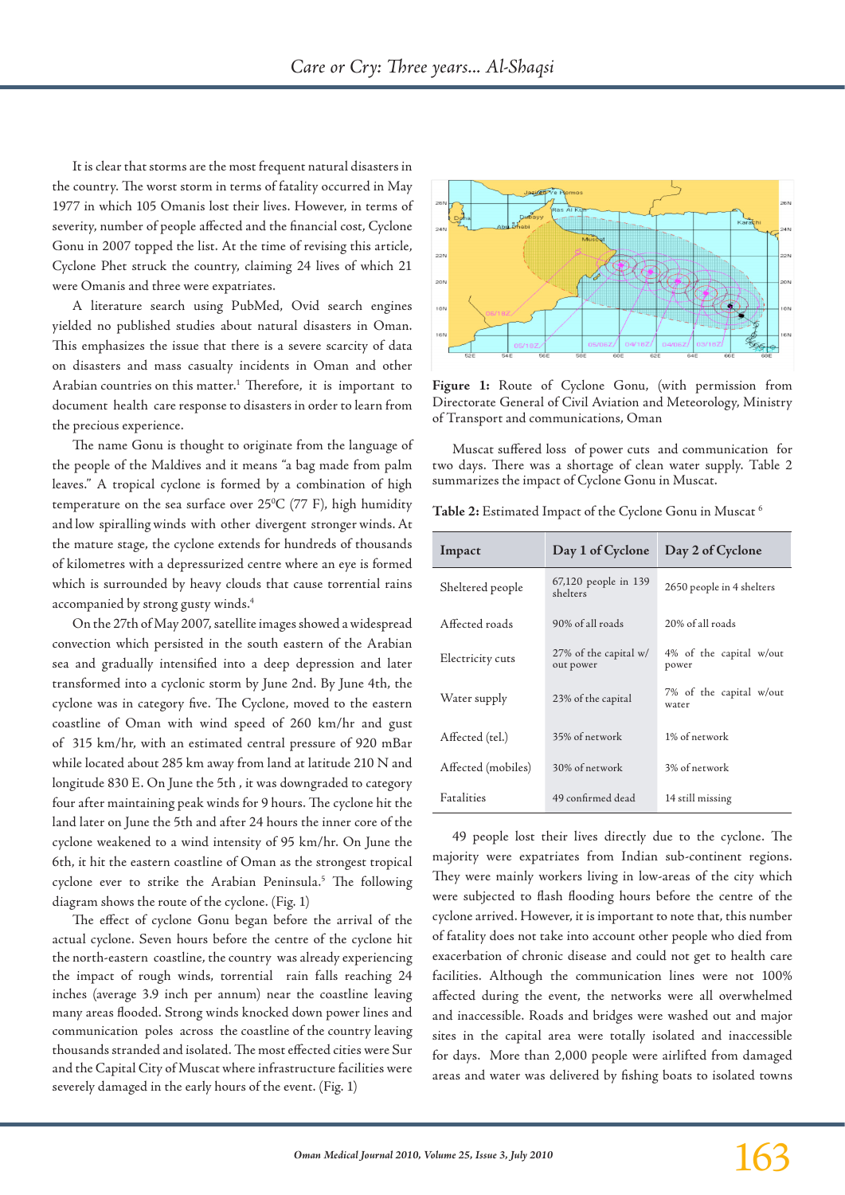It is clear that storms are the most frequent natural disasters in the country. The worst storm in terms of fatality occurred in May 1977 in which 105 Omanis lost their lives. However, in terms of severity, number of people affected and the financial cost, Cyclone Gonu in 2007 topped the list. At the time of revising this article, Cyclone Phet struck the country, claiming 24 lives of which 21 were Omanis and three were expatriates.

A literature search using PubMed, Ovid search engines yielded no published studies about natural disasters in Oman. This emphasizes the issue that there is a severe scarcity of data on disasters and mass casualty incidents in Oman and other Arabian countries on this matter.[1] Therefore, it is important to document health care response to disasters in order to learn from the precious experience.

The name Gonu is thought to originate from the language of the people of the Maldives and it means "a bag made from palm leaves." A tropical cyclone is formed by a combination of high temperature on the sea surface over 25°C (77 F), high humidity and low spiralling winds with other divergent stronger winds. At the mature stage, the cyclone extends for hundreds of thousands of kilometres with a depressurized centre where an eye is formed which is surrounded by heavy clouds that cause torrential rains accompanied by strong gusty winds.[4]

On the 27th of May 2007, satellite images showed a widespread convection which persisted in the south eastern of the Arabian sea and gradually intensified into a deep depression and later transformed into a cyclonic storm by June 2nd. By June 4th, the cyclone was in category five. The Cyclone, moved to the eastern coastline of Oman with wind speed of 260 km/hr and gust of 315 km/hr, with an estimated central pressure of 920 mBar while located about 285 km away from land at latitude 210 N and longitude 830 E. On June the 5th , it was downgraded to category four after maintaining peak winds for 9 hours. The cyclone hit the land later on June the 5th and after 24 hours the inner core of the cyclone weakened to a wind intensity of 95 km/hr. On June the 6th, it hit the eastern coastline of Oman as the strongest tropical cyclone ever to strike the Arabian Peninsula.[5] The following diagram shows the route of the cyclone. (Fig. 1)

The effect of cyclone Gonu began before the arrival of the actual cyclone. Seven hours before the centre of the cyclone hit the north-eastern coastline, the country was already experiencing the impact of rough winds, torrential rain falls reaching 24 inches (average 3.9 inch per annum) near the coastline leaving many areas flooded. Strong winds knocked down power lines and communication poles across the coastline of the country leaving thousands stranded and isolated. The most effected cities were Sur and the Capital City of Muscat where infrastructure facilities were severely damaged in the early hours of the event. (Fig. 1)

**Figure 1:** Route of Cyclone Gonu, (with permission from Directorate General of Civil Aviation and Meteorology, Ministry of Transport and communications, Oman

Muscat suffered loss of power cuts and communication for two days. There was a shortage of clean water supply. Table 2 summarizes the impact of Cyclone Gonu in Muscat.

**Table 2:** Estimated Impact of the Cyclone Gonu in Muscat [6]

| Impact | Day 1 of Cyclone | Day 2 of Cyclone |
|---|---|---|
| Sheltered people | 67,120 people in 139 shelters | 2650 people in 4 shelters |
| Affected roads | 90% of all roads | 20% of all roads |
| Electricity cuts | 27% of the capital w/ out power | 4% of the capital w/out power |
| Water supply | 23% of the capital | 7% of the capital w/out water |
| Affected (tel.) | 35% of network | 1% of network |
| Affected (mobiles) | 30% of network | 3% of network |
| Fatalities | 49 confirmed dead | 14 still missing |

49 people lost their lives directly due to the cyclone. The majority were expatriates from Indian sub-continent regions. They were mainly workers living in low-areas of the city which were subjected to flash flooding hours before the centre of the cyclone arrived. However, it is important to note that, this number of fatality does not take into account other people who died from exacerbation of chronic disease and could not get to health care facilities. Although the communication lines were not 100% affected during the event, the networks were all overwhelmed and inaccessible. Roads and bridges were washed out and major sites in the capital area were totally isolated and inaccessible for days. More than 2,000 people were airlifted from damaged areas and water was delivered by fishing boats to isolated towns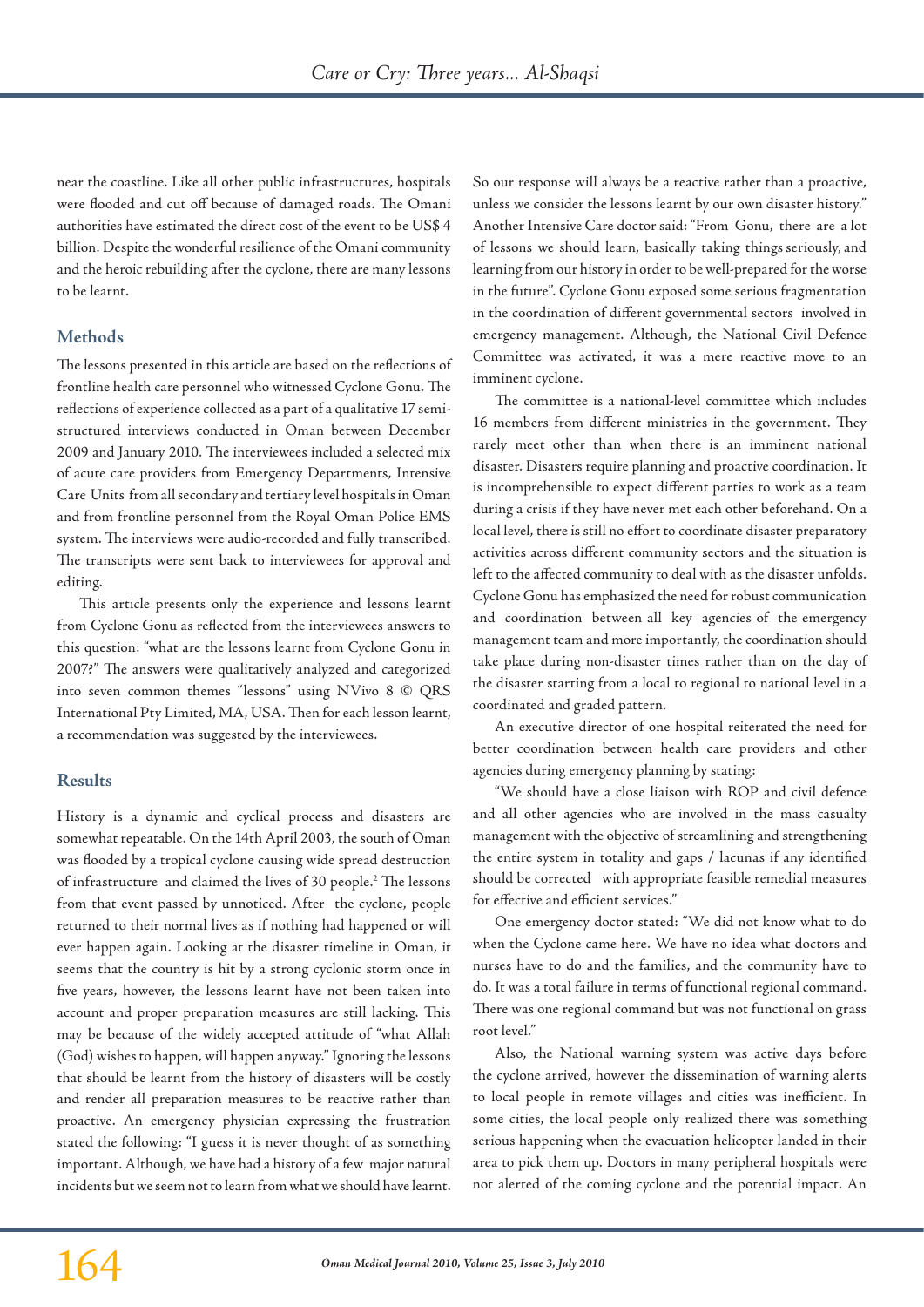near the coastline. Like all other public infrastructures, hospitals were flooded and cut off because of damaged roads. The Omani authorities have estimated the direct cost of the event to be US$ 4 billion. Despite the wonderful resilience of the Omani community and the heroic rebuilding after the cyclone, there are many lessons to be learnt.

## Methods

The lessons presented in this article are based on the reflections of frontline health care personnel who witnessed Cyclone Gonu. The reflections of experience collected as a part of a qualitative 17 semi-structured interviews conducted in Oman between December 2009 and January 2010. The interviewees included a selected mix of acute care providers from Emergency Departments, Intensive Care Units from all secondary and tertiary level hospitals in Oman and from frontline personnel from the Royal Oman Police EMS system. The interviews were audio-recorded and fully transcribed. The transcripts were sent back to interviewees for approval and editing.

This article presents only the experience and lessons learnt from Cyclone Gonu as reflected from the interviewees answers to this question: "what are the lessons learnt from Cyclone Gonu in 2007?" The answers were qualitatively analyzed and categorized into seven common themes "lessons" using NVivo 8 © QRS International Pty Limited, MA, USA. Then for each lesson learnt, a recommendation was suggested by the interviewees.

## Results

History is a dynamic and cyclical process and disasters are somewhat repeatable. On the 14th April 2003, the south of Oman was flooded by a tropical cyclone causing wide spread destruction of infrastructure and claimed the lives of 30 people.[2] The lessons from that event passed by unnoticed. After the cyclone, people returned to their normal lives as if nothing had happened or will ever happen again. Looking at the disaster timeline in Oman, it seems that the country is hit by a strong cyclonic storm once in five years, however, the lessons learnt have not been taken into account and proper preparation measures are still lacking. This may be because of the widely accepted attitude of "what Allah (God) wishes to happen, will happen anyway." Ignoring the lessons that should be learnt from the history of disasters will be costly and render all preparation measures to be reactive rather than proactive. An emergency physician expressing the frustration stated the following: "I guess it is never thought of as something important. Although, we have had a history of a few major natural incidents but we seem not to learn from what we should have learnt. So our response will always be a reactive rather than a proactive, unless we consider the lessons learnt by our own disaster history." Another Intensive Care doctor said: "From Gonu, there are a lot of lessons we should learn, basically taking things seriously, and learning from our history in order to be well-prepared for the worse in the future". Cyclone Gonu exposed some serious fragmentation in the coordination of different governmental sectors involved in emergency management. Although, the National Civil Defence Committee was activated, it was a mere reactive move to an imminent cyclone.

The committee is a national-level committee which includes 16 members from different ministries in the government. They rarely meet other than when there is an imminent national disaster. Disasters require planning and proactive coordination. It is incomprehensible to expect different parties to work as a team during a crisis if they have never met each other beforehand. On a local level, there is still no effort to coordinate disaster preparatory activities across different community sectors and the situation is left to the affected community to deal with as the disaster unfolds. Cyclone Gonu has emphasized the need for robust communication and coordination between all key agencies of the emergency management team and more importantly, the coordination should take place during non-disaster times rather than on the day of the disaster starting from a local to regional to national level in a coordinated and graded pattern.

An executive director of one hospital reiterated the need for better coordination between health care providers and other agencies during emergency planning by stating:

"We should have a close liaison with ROP and civil defence and all other agencies who are involved in the mass casualty management with the objective of streamlining and strengthening the entire system in totality and gaps / lacunas if any identified should be corrected with appropriate feasible remedial measures for effective and efficient services."

One emergency doctor stated: "We did not know what to do when the Cyclone came here. We have no idea what doctors and nurses have to do and the families, and the community have to do. It was a total failure in terms of functional regional command. There was one regional command but was not functional on grass root level."

Also, the National warning system was active days before the cyclone arrived, however the dissemination of warning alerts to local people in remote villages and cities was inefficient. In some cities, the local people only realized there was something serious happening when the evacuation helicopter landed in their area to pick them up. Doctors in many peripheral hospitals were not alerted of the coming cyclone and the potential impact. An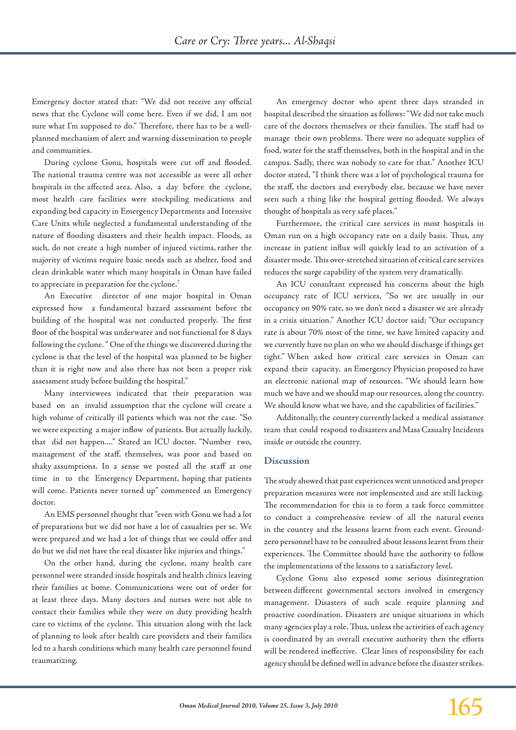Emergency doctor stated that: "We did not receive any official news that the Cyclone will come here. Even if we did, I am not sure what I'm supposed to do." Therefore, there has to be a well-planned mechanism of alert and warning dissemination to people and communities.

During cyclone Gonu, hospitals were cut off and flooded. The national trauma centre was not accessible as were all other hospitals in the affected area. Also, a day before the cyclone, most health care facilities were stockpiling medications and expanding bed capacity in Emergency Departments and Intensive Care Units while neglected a fundamental understanding of the nature of flooding disasters and their health impact. Floods, as such, do not create a high number of injured victims, rather the majority of victims require basic needs such as shelter, food and clean drinkable water which many hospitals in Oman have failed to appreciate in preparation for the cyclone.[7]

An Executive director of one major hospital in Oman expressed how a fundamental hazard assessment before the building of the hospital was not conducted properly. The first floor of the hospital was underwater and not functional for 8 days following the cyclone. " One of the things we discovered during the cyclone is that the level of the hospital was planned to be higher than it is right now and also there has not been a proper risk assessment study before building the hospital."

Many interviewees indicated that their preparation was based on an invalid assumption that the cyclone will create a high volume of critically ill patients which was not the case. "So we were expecting a major inflow of patients. But actually luckily, that did not happen...." Stated an ICU doctor. "Number two, management of the staff, themselves, was poor and based on shaky assumptions. In a sense we posted all the staff at one time in to the Emergency Department, hoping that patients will come. Patients never turned up" commented an Emergency doctor.

An EMS personnel thought that "even with Gonu we had a lot of preparations but we did not have a lot of casualties per se. We were prepared and we had a lot of things that we could offer and do but we did not have the real disaster like injuries and things."

On the other hand, during the cyclone, many health care personnel were stranded inside hospitals and health clinics leaving their families at home. Communications were out of order for at least three days. Many doctors and nurses were not able to contact their families while they were on duty providing health care to victims of the cyclone. This situation along with the lack of planning to look after health care providers and their families led to a harsh conditions which many health care personnel found traumatizing.

An emergency doctor who spent three days stranded in hospital described the situation as follows: "We did not take much care of the doctors themselves or their families. The staff had to manage their own problems. There were no adequate supplies of food, water for the staff themselves, both in the hospital and in the campus. Sadly, there was nobody to care for that." Another ICU doctor stated, "I think there was a lot of psychological trauma for the staff, the doctors and everybody else, because we have never seen such a thing like the hospital getting flooded. We always thought of hospitals as very safe places."

Furthermore, the critical care services in most hospitals in Oman run on a high occupancy rate on a daily basis. Thus, any increase in patient influx will quickly lead to an activation of a disaster mode. This over-stretched situation of critical care services reduces the surge capability of the system very dramatically.

An ICU consultant expressed his concerns about the high occupancy rate of ICU services, "So we are usually in our occupancy on 90% rate, so we don't need a disaster we are already in a crisis situation." Another ICU doctor said; "Our occupancy rate is about 70% most of the time, we have limited capacity and we currently have no plan on who we should discharge if things get tight." When asked how critical care services in Oman can expand their capacity, an Emergency Physician proposed to have an electronic national map of resources. "We should learn how much we have and we should map our resources, along the country. We should know what we have, and the capabilities of facilities."

Additonally, the country currently lacked a medical assistance team that could respond to disasters and Mass Casualty Incidents inside or outside the country.

## Discussion

The study showed that past experiences went unnoticed and proper preparation measures were not implemented and are still lacking. The recommendation for this is to form a task force committee to conduct a comprehensive review of all the natural events in the country and the lessons learnt from each event. Ground-zero personnel have to be consulted about lessons learnt from their experiences. The Committee should have the authority to follow the implementations of the lessons to a satisfactory level.

Cyclone Gonu also exposed some serious disintegration between different governmental sectors involved in emergency management. Disasters of such scale require planning and proactive coordination. Disasters are unique situations in which many agencies play a role. Thus, unless the activities of each agency is coordinated by an overall executive authority then the efforts will be rendered ineffective. Clear lines of responsibility for each agency should be defined well in advance before the disaster strikes.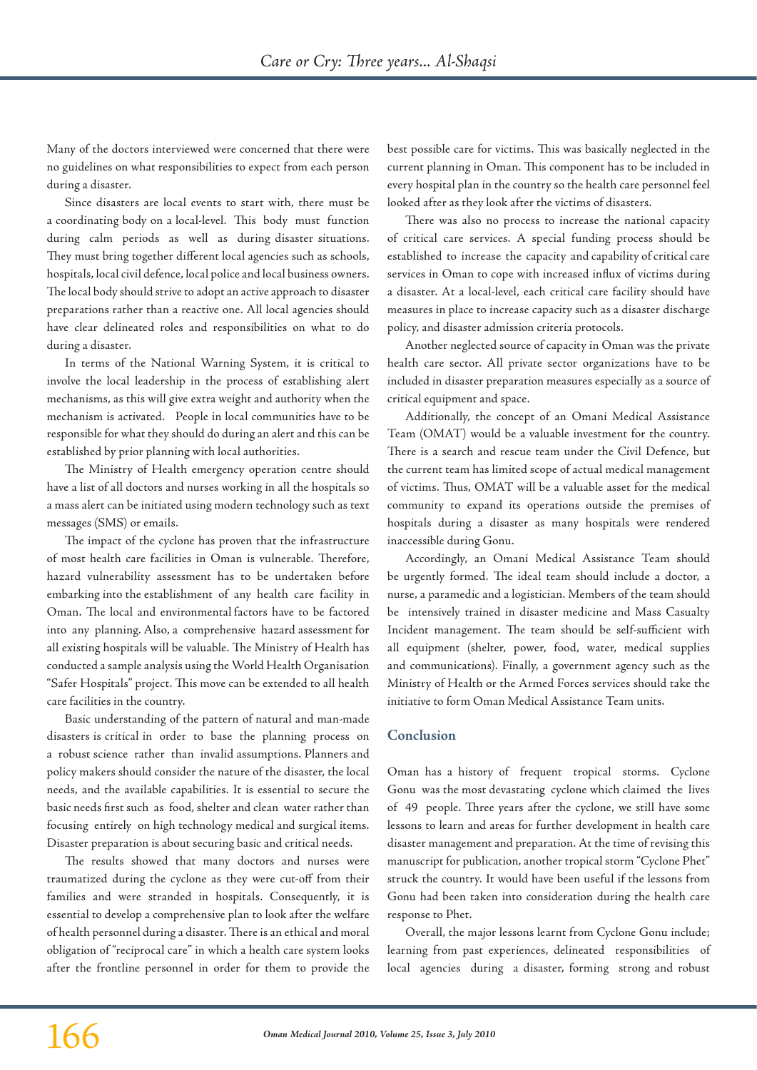Many of the doctors interviewed were concerned that there were no guidelines on what responsibilities to expect from each person during a disaster.

Since disasters are local events to start with, there must be a coordinating body on a local-level. This body must function during calm periods as well as during disaster situations. They must bring together different local agencies such as schools, hospitals, local civil defence, local police and local business owners. The local body should strive to adopt an active approach to disaster preparations rather than a reactive one. All local agencies should have clear delineated roles and responsibilities on what to do during a disaster.

In terms of the National Warning System, it is critical to involve the local leadership in the process of establishing alert mechanisms, as this will give extra weight and authority when the mechanism is activated. People in local communities have to be responsible for what they should do during an alert and this can be established by prior planning with local authorities.

The Ministry of Health emergency operation centre should have a list of all doctors and nurses working in all the hospitals so a mass alert can be initiated using modern technology such as text messages (SMS) or emails.

The impact of the cyclone has proven that the infrastructure of most health care facilities in Oman is vulnerable. Therefore, hazard vulnerability assessment has to be undertaken before embarking into the establishment of any health care facility in Oman. The local and environmental factors have to be factored into any planning. Also, a comprehensive hazard assessment for all existing hospitals will be valuable. The Ministry of Health has conducted a sample analysis using the World Health Organisation "Safer Hospitals" project. This move can be extended to all health care facilities in the country.

Basic understanding of the pattern of natural and man-made disasters is critical in order to base the planning process on a robust science rather than invalid assumptions. Planners and policy makers should consider the nature of the disaster, the local needs, and the available capabilities. It is essential to secure the basic needs first such as food, shelter and clean water rather than focusing entirely on high technology medical and surgical items. Disaster preparation is about securing basic and critical needs.

The results showed that many doctors and nurses were traumatized during the cyclone as they were cut-off from their families and were stranded in hospitals. Consequently, it is essential to develop a comprehensive plan to look after the welfare of health personnel during a disaster. There is an ethical and moral obligation of "reciprocal care" in which a health care system looks after the frontline personnel in order for them to provide the best possible care for victims. This was basically neglected in the current planning in Oman. This component has to be included in every hospital plan in the country so the health care personnel feel looked after as they look after the victims of disasters.

There was also no process to increase the national capacity of critical care services. A special funding process should be established to increase the capacity and capability of critical care services in Oman to cope with increased influx of victims during a disaster. At a local-level, each critical care facility should have measures in place to increase capacity such as a disaster discharge policy, and disaster admission criteria protocols.

Another neglected source of capacity in Oman was the private health care sector. All private sector organizations have to be included in disaster preparation measures especially as a source of critical equipment and space.

Additionally, the concept of an Omani Medical Assistance Team (OMAT) would be a valuable investment for the country. There is a search and rescue team under the Civil Defence, but the current team has limited scope of actual medical management of victims. Thus, OMAT will be a valuable asset for the medical community to expand its operations outside the premises of hospitals during a disaster as many hospitals were rendered inaccessible during Gonu.

Accordingly, an Omani Medical Assistance Team should be urgently formed. The ideal team should include a doctor, a nurse, a paramedic and a logistician. Members of the team should be intensively trained in disaster medicine and Mass Casualty Incident management. The team should be self-sufficient with all equipment (shelter, power, food, water, medical supplies and communications). Finally, a government agency such as the Ministry of Health or the Armed Forces services should take the initiative to form Oman Medical Assistance Team units.

## Conclusion

Oman has a history of frequent tropical storms. Cyclone Gonu was the most devastating cyclone which claimed the lives of 49 people. Three years after the cyclone, we still have some lessons to learn and areas for further development in health care disaster management and preparation. At the time of revising this manuscript for publication, another tropical storm "Cyclone Phet" struck the country. It would have been useful if the lessons from Gonu had been taken into consideration during the health care response to Phet.

Overall, the major lessons learnt from Cyclone Gonu include; learning from past experiences, delineated responsibilities of local agencies during a disaster, forming strong and robust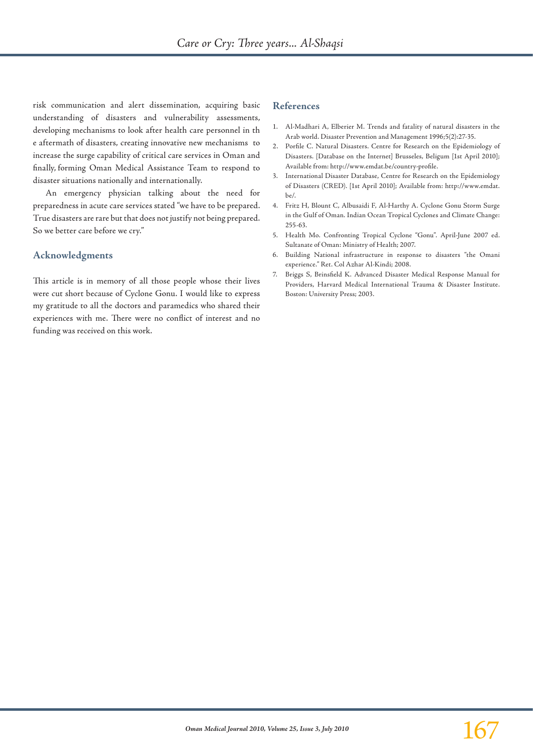risk communication and alert dissemination, acquiring basic understanding of disasters and vulnerability assessments, developing mechanisms to look after health care personnel in th e aftermath of disasters, creating innovative new mechanisms to increase the surge capability of critical care services in Oman and finally, forming Oman Medical Assistance Team to respond to disaster situations nationally and internationally.

An emergency physician talking about the need for preparedness in acute care services stated "we have to be prepared. True disasters are rare but that does not justify not being prepared. So we better care before we cry."

## Acknowledgments

This article is in memory of all those people whose their lives were cut short because of Cyclone Gonu. I would like to express my gratitude to all the doctors and paramedics who shared their experiences with me. There were no conflict of interest and no funding was received on this work.

## References

1. Al-Madhari A, Elberier M. Trends and fatality of natural disasters in the Arab world. Disaster Prevention and Management 1996;5(2):27-35.
2. Porfile C. Natural Disasters. Centre for Research on the Epidemiology of Disasters. [Database on the Internet] Brusseles, Beligum [1st April 2010]; Available from: http://www.emdat.be/country-profile.
3. International Disaster Database, Centre for Research on the Epidemiology of Disasters (CRED). [1st April 2010]; Available from: http://www.emdat.be/.
4. Fritz H, Blount C, Albusaidi F, Al-Harthy A. Cyclone Gonu Storm Surge in the Gulf of Oman. Indian Ocean Tropical Cyclones and Climate Change: 255-63.
5. Health Mo. Confronting Tropical Cyclone "Gonu". April-June 2007 ed. Sultanate of Oman: Ministry of Health; 2007.
6. Building National infrastructure in response to disasters "the Omani experience." Ret. Col Azhar Al-Kindi; 2008.
7. Briggs S, Brinsfield K. Advanced Disaster Medical Response Manual for Providers, Harvard Medical International Trauma & Disaster Institute. Boston: University Press; 2003.